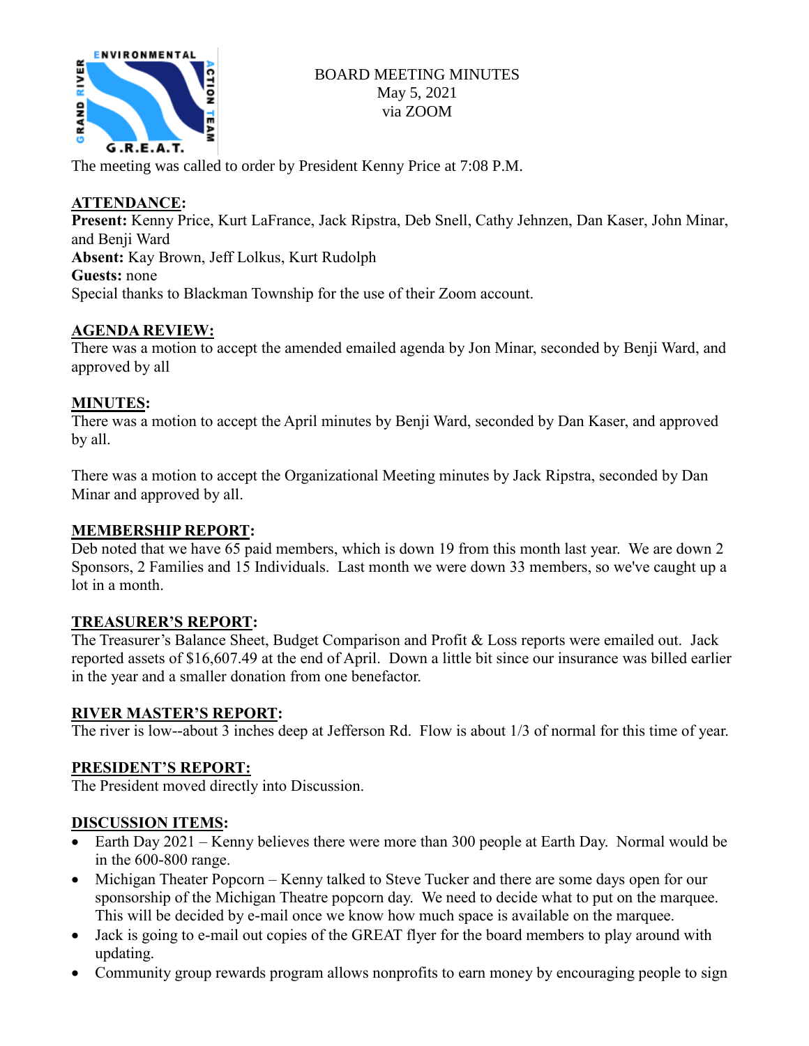BOARD MEETING MINUTES
May 5, 2021
via ZOOM

The meeting was called to order by President Kenny Price at 7:08 P.M.

## ATTENDANCE:

**Present:** Kenny Price, Kurt LaFrance, Jack Ripstra, Deb Snell, Cathy Jehnzen, Dan Kaser, John Minar, and Benji Ward
**Absent:** Kay Brown, Jeff Lolkus, Kurt Rudolph
**Guests:** none
Special thanks to Blackman Township for the use of their Zoom account.

## AGENDA REVIEW:

There was a motion to accept the amended emailed agenda by Jon Minar, seconded by Benji Ward, and approved by all

## MINUTES:

There was a motion to accept the April minutes by Benji Ward, seconded by Dan Kaser, and approved by all.

There was a motion to accept the Organizational Meeting minutes by Jack Ripstra, seconded by Dan Minar and approved by all.

## MEMBERSHIP REPORT:

Deb noted that we have 65 paid members, which is down 19 from this month last year. We are down 2 Sponsors, 2 Families and 15 Individuals. Last month we were down 33 members, so we've caught up a lot in a month.

## TREASURER'S REPORT:

The Treasurer's Balance Sheet, Budget Comparison and Profit & Loss reports were emailed out. Jack reported assets of $16,607.49 at the end of April. Down a little bit since our insurance was billed earlier in the year and a smaller donation from one benefactor.

## RIVER MASTER'S REPORT:

The river is low--about 3 inches deep at Jefferson Rd. Flow is about 1/3 of normal for this time of year.

## PRESIDENT'S REPORT:

The President moved directly into Discussion.

## DISCUSSION ITEMS:

- Earth Day 2021 – Kenny believes there were more than 300 people at Earth Day. Normal would be in the 600-800 range.
- Michigan Theater Popcorn – Kenny talked to Steve Tucker and there are some days open for our sponsorship of the Michigan Theatre popcorn day. We need to decide what to put on the marquee. This will be decided by e-mail once we know how much space is available on the marquee.
- Jack is going to e-mail out copies of the GREAT flyer for the board members to play around with updating.
- Community group rewards program allows nonprofits to earn money by encouraging people to sign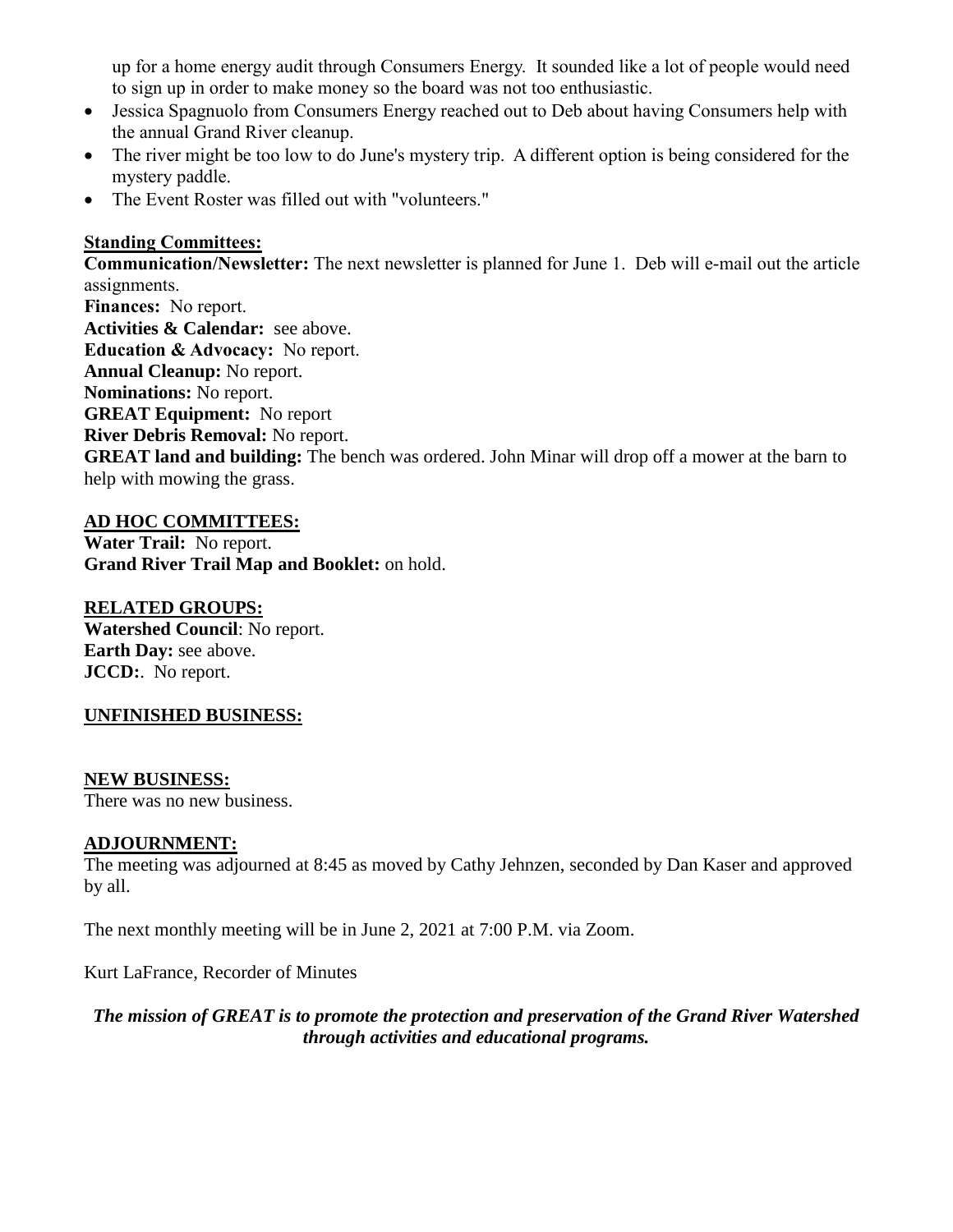up for a home energy audit through Consumers Energy. It sounded like a lot of people would need to sign up in order to make money so the board was not too enthusiastic.

- Jessica Spagnuolo from Consumers Energy reached out to Deb about having Consumers help with the annual Grand River cleanup.
- The river might be too low to do June's mystery trip. A different option is being considered for the mystery paddle.
- The Event Roster was filled out with "volunteers."

**Standing Committees:**

**Communication/Newsletter:** The next newsletter is planned for June 1. Deb will e-mail out the article assignments.
**Finances:** No report.
**Activities & Calendar:** see above.
**Education & Advocacy:** No report.
**Annual Cleanup:** No report.
**Nominations:** No report.
**GREAT Equipment:** No report
**River Debris Removal:** No report.
**GREAT land and building:** The bench was ordered. John Minar will drop off a mower at the barn to help with mowing the grass.

**AD HOC COMMITTEES:**

**Water Trail:** No report.
**Grand River Trail Map and Booklet:** on hold.

**RELATED GROUPS:**

**Watershed Council**: No report.
**Earth Day:** see above.
**JCCD:**. No report.

**UNFINISHED BUSINESS:**

**NEW BUSINESS:**

There was no new business.

**ADJOURNMENT:**

The meeting was adjourned at 8:45 as moved by Cathy Jehnzen, seconded by Dan Kaser and approved by all.

The next monthly meeting will be in June 2, 2021 at 7:00 P.M. via Zoom.

Kurt LaFrance, Recorder of Minutes

***The mission of GREAT is to promote the protection and preservation of the Grand River Watershed through activities and educational programs.***